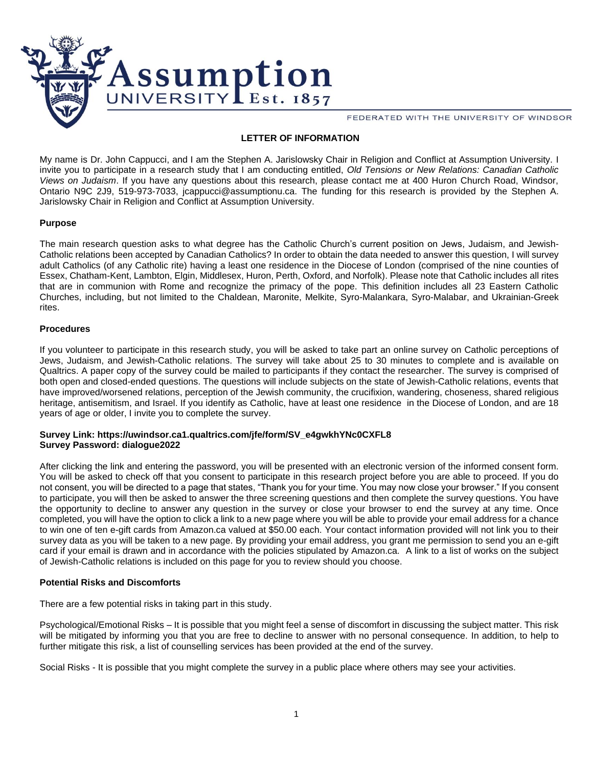Assumption UNIVERSITY Est. 1857

FEDERATED WITH THE UNIVERSITY OF WINDSOR

## LETTER OF INFORMATION

My name is Dr. John Cappucci, and I am the Stephen A. Jarislowsky Chair in Religion and Conflict at Assumption University. I invite you to participate in a research study that I am conducting entitled, *Old Tensions or New Relations: Canadian Catholic Views on Judaism*. If you have any questions about this research, please contact me at 400 Huron Church Road, Windsor, Ontario N9C 2J9, 519-973-7033, jcappucci@assumptionu.ca. The funding for this research is provided by the Stephen A. Jarislowsky Chair in Religion and Conflict at Assumption University.

### Purpose

The main research question asks to what degree has the Catholic Church's current position on Jews, Judaism, and Jewish-Catholic relations been accepted by Canadian Catholics? In order to obtain the data needed to answer this question, I will survey adult Catholics (of any Catholic rite) having a least one residence in the Diocese of London (comprised of the nine counties of Essex, Chatham-Kent, Lambton, Elgin, Middlesex, Huron, Perth, Oxford, and Norfolk). Please note that Catholic includes all rites that are in communion with Rome and recognize the primacy of the pope. This definition includes all 23 Eastern Catholic Churches, including, but not limited to the Chaldean, Maronite, Melkite, Syro-Malankara, Syro-Malabar, and Ukrainian-Greek rites.

### Procedures

If you volunteer to participate in this research study, you will be asked to take part an online survey on Catholic perceptions of Jews, Judaism, and Jewish-Catholic relations. The survey will take about 25 to 30 minutes to complete and is available on Qualtrics. A paper copy of the survey could be mailed to participants if they contact the researcher. The survey is comprised of both open and closed-ended questions. The questions will include subjects on the state of Jewish-Catholic relations, events that have improved/worsened relations, perception of the Jewish community, the crucifixion, wandering, choseness, shared religious heritage, antisemitism, and Israel. If you identify as Catholic, have at least one residence in the Diocese of London, and are 18 years of age or older, I invite you to complete the survey.

**Survey Link: https://uwindsor.ca1.qualtrics.com/jfe/form/SV_e4gwkhYNc0CXFL8**
**Survey Password: dialogue2022**

After clicking the link and entering the password, you will be presented with an electronic version of the informed consent form. You will be asked to check off that you consent to participate in this research project before you are able to proceed. If you do not consent, you will be directed to a page that states, "Thank you for your time. You may now close your browser." If you consent to participate, you will then be asked to answer the three screening questions and then complete the survey questions. You have the opportunity to decline to answer any question in the survey or close your browser to end the survey at any time. Once completed, you will have the option to click a link to a new page where you will be able to provide your email address for a chance to win one of ten e-gift cards from Amazon.ca valued at $50.00 each. Your contact information provided will not link you to their survey data as you will be taken to a new page. By providing your email address, you grant me permission to send you an e-gift card if your email is drawn and in accordance with the policies stipulated by Amazon.ca. A link to a list of works on the subject of Jewish-Catholic relations is included on this page for you to review should you choose.

### Potential Risks and Discomforts

There are a few potential risks in taking part in this study.

Psychological/Emotional Risks – It is possible that you might feel a sense of discomfort in discussing the subject matter. This risk will be mitigated by informing you that you are free to decline to answer with no personal consequence. In addition, to help to further mitigate this risk, a list of counselling services has been provided at the end of the survey.

Social Risks - It is possible that you might complete the survey in a public place where others may see your activities.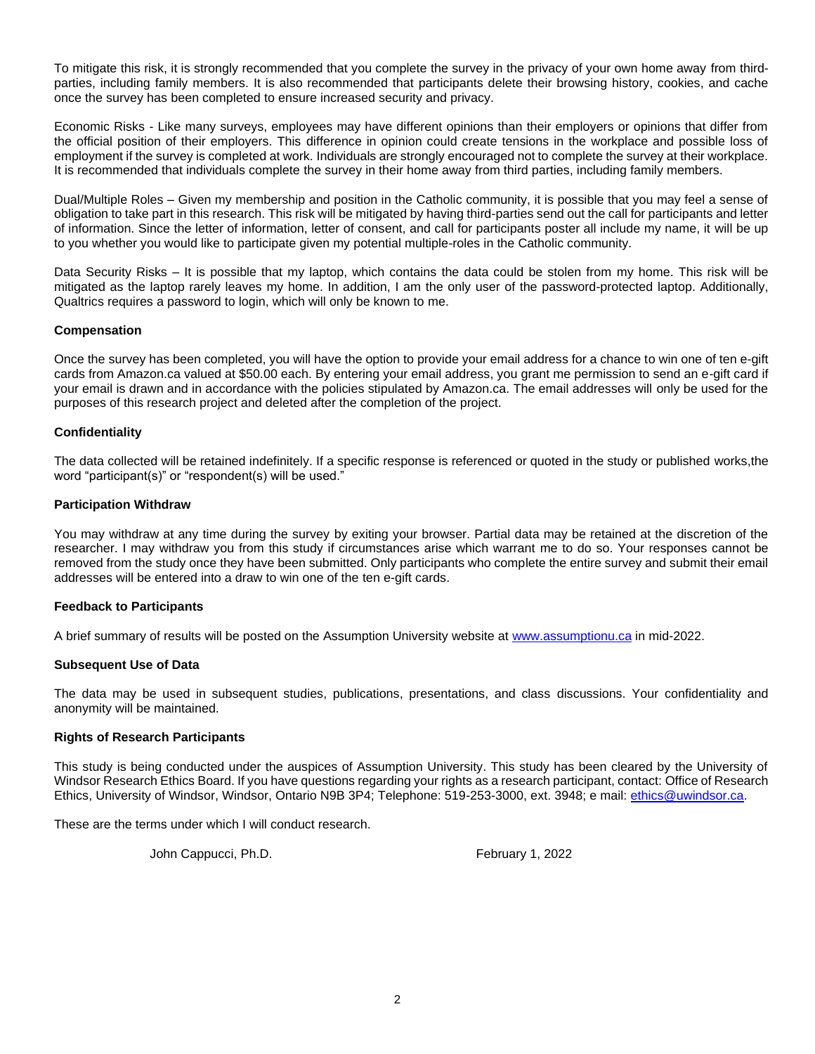To mitigate this risk, it is strongly recommended that you complete the survey in the privacy of your own home away from third-parties, including family members. It is also recommended that participants delete their browsing history, cookies, and cache once the survey has been completed to ensure increased security and privacy.

Economic Risks - Like many surveys, employees may have different opinions than their employers or opinions that differ from the official position of their employers. This difference in opinion could create tensions in the workplace and possible loss of employment if the survey is completed at work. Individuals are strongly encouraged not to complete the survey at their workplace. It is recommended that individuals complete the survey in their home away from third parties, including family members.

Dual/Multiple Roles – Given my membership and position in the Catholic community, it is possible that you may feel a sense of obligation to take part in this research. This risk will be mitigated by having third-parties send out the call for participants and letter of information. Since the letter of information, letter of consent, and call for participants poster all include my name, it will be up to you whether you would like to participate given my potential multiple-roles in the Catholic community.

Data Security Risks – It is possible that my laptop, which contains the data could be stolen from my home. This risk will be mitigated as the laptop rarely leaves my home. In addition, I am the only user of the password-protected laptop. Additionally, Qualtrics requires a password to login, which will only be known to me.

**Compensation**

Once the survey has been completed, you will have the option to provide your email address for a chance to win one of ten e-gift cards from Amazon.ca valued at $50.00 each. By entering your email address, you grant me permission to send an e-gift card if your email is drawn and in accordance with the policies stipulated by Amazon.ca. The email addresses will only be used for the purposes of this research project and deleted after the completion of the project.

**Confidentiality**

The data collected will be retained indefinitely. If a specific response is referenced or quoted in the study or published works,the word "participant(s)" or "respondent(s) will be used."

**Participation Withdraw**

You may withdraw at any time during the survey by exiting your browser. Partial data may be retained at the discretion of the researcher. I may withdraw you from this study if circumstances arise which warrant me to do so. Your responses cannot be removed from the study once they have been submitted. Only participants who complete the entire survey and submit their email addresses will be entered into a draw to win one of the ten e-gift cards.

**Feedback to Participants**

A brief summary of results will be posted on the Assumption University website at [www.assumptionu.ca](http://www.assumptionu.ca) in mid-2022.

**Subsequent Use of Data**

The data may be used in subsequent studies, publications, presentations, and class discussions. Your confidentiality and anonymity will be maintained.

**Rights of Research Participants**

This study is being conducted under the auspices of Assumption University. This study has been cleared by the University of Windsor Research Ethics Board. If you have questions regarding your rights as a research participant, contact: Office of Research Ethics, University of Windsor, Windsor, Ontario N9B 3P4; Telephone: 519-253-3000, ext. 3948; e mail: [ethics@uwindsor.ca](mailto:ethics@uwindsor.ca).

These are the terms under which I will conduct research.

John Cappucci, Ph.D. February 1, 2022